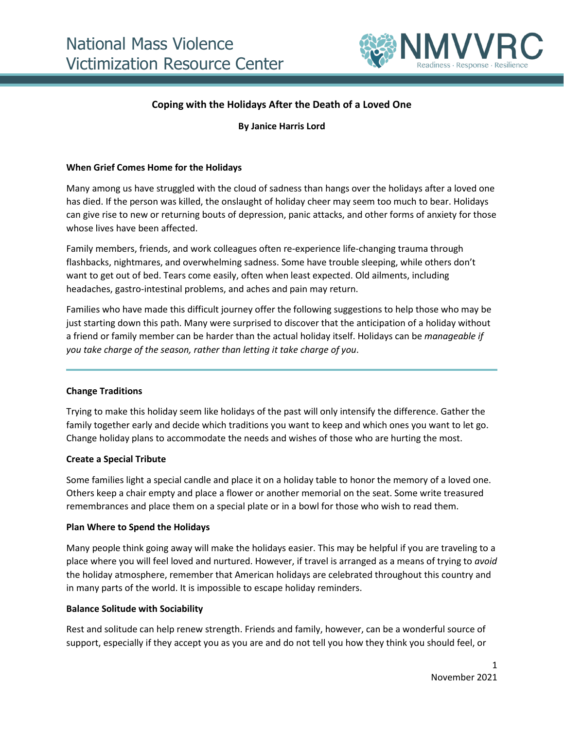# Coping with the Holidays After the Death of a Loved One

**By Janice Harris Lord**

## When Grief Comes Home for the Holidays

Many among us have struggled with the cloud of sadness than hangs over the holidays after a loved one has died. If the person was killed, the onslaught of holiday cheer may seem too much to bear. Holidays can give rise to new or returning bouts of depression, panic attacks, and other forms of anxiety for those whose lives have been affected.

Family members, friends, and work colleagues often re-experience life-changing trauma through flashbacks, nightmares, and overwhelming sadness. Some have trouble sleeping, while others don't want to get out of bed. Tears come easily, often when least expected. Old ailments, including headaches, gastro-intestinal problems, and aches and pain may return.

Families who have made this difficult journey offer the following suggestions to help those who may be just starting down this path. Many were surprised to discover that the anticipation of a holiday without a friend or family member can be harder than the actual holiday itself. Holidays can be *manageable if you take charge of the season, rather than letting it take charge of you*.

---

## Change Traditions

Trying to make this holiday seem like holidays of the past will only intensify the difference. Gather the family together early and decide which traditions you want to keep and which ones you want to let go. Change holiday plans to accommodate the needs and wishes of those who are hurting the most.

## Create a Special Tribute

Some families light a special candle and place it on a holiday table to honor the memory of a loved one. Others keep a chair empty and place a flower or another memorial on the seat. Some write treasured remembrances and place them on a special plate or in a bowl for those who wish to read them.

## Plan Where to Spend the Holidays

Many people think going away will make the holidays easier. This may be helpful if you are traveling to a place where you will feel loved and nurtured. However, if travel is arranged as a means of trying to *avoid* the holiday atmosphere, remember that American holidays are celebrated throughout this country and in many parts of the world. It is impossible to escape holiday reminders.

## Balance Solitude with Sociability

Rest and solitude can help renew strength. Friends and family, however, can be a wonderful source of support, especially if they accept you as you are and do not tell you how they think you should feel, or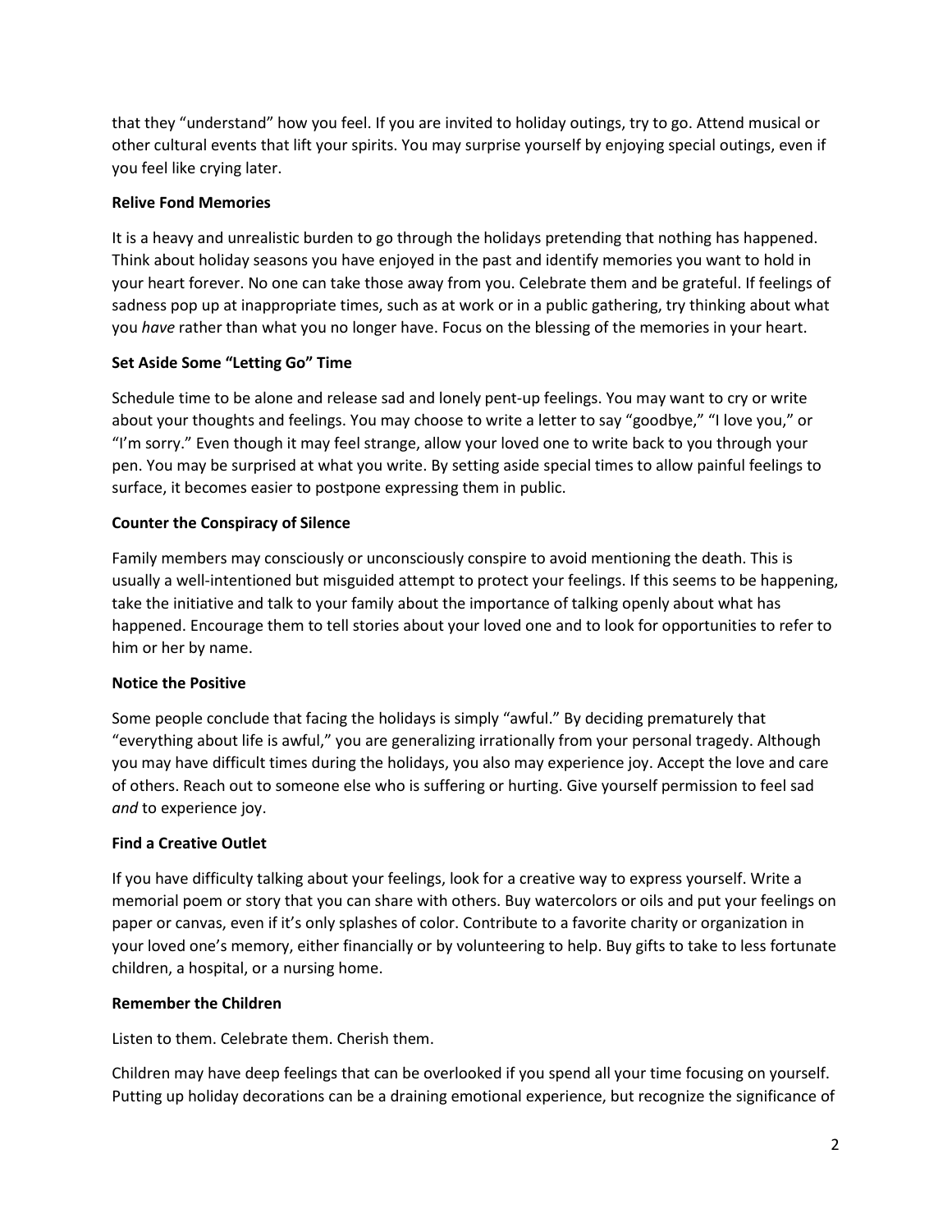that they “understand” how you feel. If you are invited to holiday outings, try to go. Attend musical or other cultural events that lift your spirits. You may surprise yourself by enjoying special outings, even if you feel like crying later.

**Relive Fond Memories**

It is a heavy and unrealistic burden to go through the holidays pretending that nothing has happened. Think about holiday seasons you have enjoyed in the past and identify memories you want to hold in your heart forever. No one can take those away from you. Celebrate them and be grateful. If feelings of sadness pop up at inappropriate times, such as at work or in a public gathering, try thinking about what you *have* rather than what you no longer have. Focus on the blessing of the memories in your heart.

**Set Aside Some “Letting Go” Time**

Schedule time to be alone and release sad and lonely pent-up feelings. You may want to cry or write about your thoughts and feelings. You may choose to write a letter to say “goodbye,” “I love you,” or “I’m sorry.” Even though it may feel strange, allow your loved one to write back to you through your pen. You may be surprised at what you write. By setting aside special times to allow painful feelings to surface, it becomes easier to postpone expressing them in public.

**Counter the Conspiracy of Silence**

Family members may consciously or unconsciously conspire to avoid mentioning the death. This is usually a well-intentioned but misguided attempt to protect your feelings. If this seems to be happening, take the initiative and talk to your family about the importance of talking openly about what has happened. Encourage them to tell stories about your loved one and to look for opportunities to refer to him or her by name.

**Notice the Positive**

Some people conclude that facing the holidays is simply “awful.” By deciding prematurely that “everything about life is awful,” you are generalizing irrationally from your personal tragedy. Although you may have difficult times during the holidays, you also may experience joy. Accept the love and care of others. Reach out to someone else who is suffering or hurting. Give yourself permission to feel sad *and* to experience joy.

**Find a Creative Outlet**

If you have difficulty talking about your feelings, look for a creative way to express yourself. Write a memorial poem or story that you can share with others. Buy watercolors or oils and put your feelings on paper or canvas, even if it’s only splashes of color. Contribute to a favorite charity or organization in your loved one’s memory, either financially or by volunteering to help. Buy gifts to take to less fortunate children, a hospital, or a nursing home.

**Remember the Children**

Listen to them. Celebrate them. Cherish them.

Children may have deep feelings that can be overlooked if you spend all your time focusing on yourself. Putting up holiday decorations can be a draining emotional experience, but recognize the significance of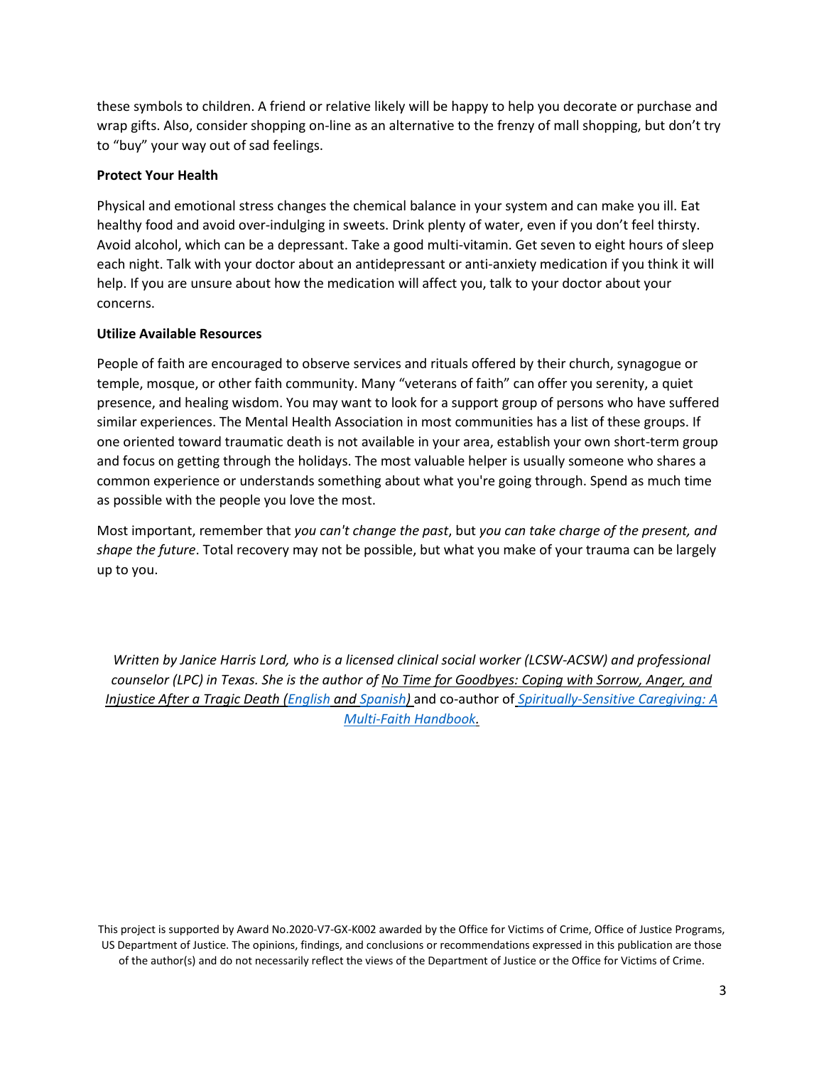these symbols to children. A friend or relative likely will be happy to help you decorate or purchase and wrap gifts. Also, consider shopping on-line as an alternative to the frenzy of mall shopping, but don't try to "buy" your way out of sad feelings.

**Protect Your Health**

Physical and emotional stress changes the chemical balance in your system and can make you ill. Eat healthy food and avoid over-indulging in sweets. Drink plenty of water, even if you don't feel thirsty. Avoid alcohol, which can be a depressant. Take a good multi-vitamin. Get seven to eight hours of sleep each night. Talk with your doctor about an antidepressant or anti-anxiety medication if you think it will help. If you are unsure about how the medication will affect you, talk to your doctor about your concerns.

**Utilize Available Resources**

People of faith are encouraged to observe services and rituals offered by their church, synagogue or temple, mosque, or other faith community. Many "veterans of faith" can offer you serenity, a quiet presence, and healing wisdom. You may want to look for a support group of persons who have suffered similar experiences. The Mental Health Association in most communities has a list of these groups. If one oriented toward traumatic death is not available in your area, establish your own short-term group and focus on getting through the holidays. The most valuable helper is usually someone who shares a common experience or understands something about what you're going through. Spend as much time as possible with the people you love the most.

Most important, remember that *you can't change the past*, but *you can take charge of the present, and shape the future*. Total recovery may not be possible, but what you make of your trauma can be largely up to you.

*Written by Janice Harris Lord, who is a licensed clinical social worker (LCSW-ACSW) and professional counselor (LPC) in Texas. She is the author of No Time for Goodbyes: Coping with Sorrow, Anger, and Injustice After a Tragic Death (English and Spanish)* and co-author of *Spiritually-Sensitive Caregiving: A Multi-Faith Handbook.*

This project is supported by Award No.2020-V7-GX-K002 awarded by the Office for Victims of Crime, Office of Justice Programs, US Department of Justice. The opinions, findings, and conclusions or recommendations expressed in this publication are those of the author(s) and do not necessarily reflect the views of the Department of Justice or the Office for Victims of Crime.